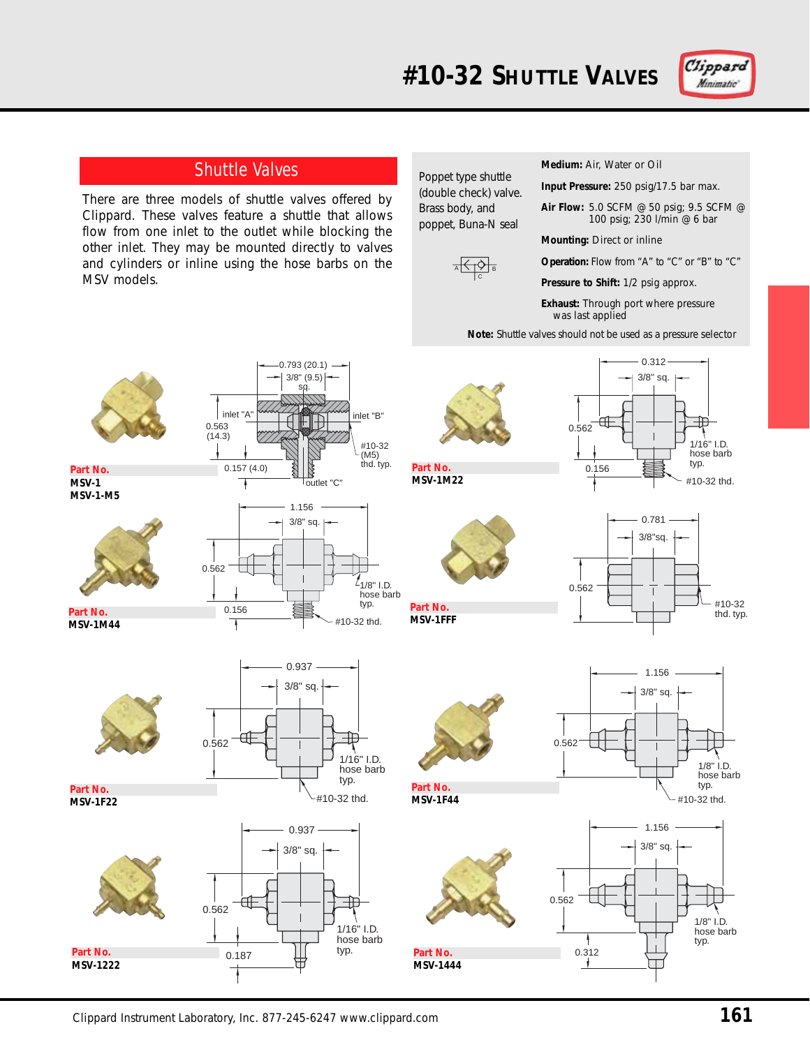# #10-32 Shuttle Valves

## Shuttle Valves

There are three models of shuttle valves offered by Clippard. These valves feature a shuttle that allows flow from one inlet to the outlet while blocking the other inlet. They may be mounted directly to valves and cylinders or inline using the hose barbs on the MSV models.

Poppet type shuttle (double check) valve. Brass body, and poppet, Buna-N seal

**Medium:** Air, Water or Oil

**Input Pressure:** 250 psig/17.5 bar max.

**Air Flow:** 5.0 SCFM @ 50 psig; 9.5 SCFM @ 100 psig; 230 l/min @ 6 bar

**Mounting:** Direct or inline

**Operation:** Flow from "A" to "C" or "B" to "C"

**Pressure to Shift:** 1/2 psig approx.

**Exhaust:** Through port where pressure was last applied

**Note:** Shuttle valves should not be used as a pressure selector

**Part No.**
**MSV-1**
**MSV-1-M5**

0.793 (20.1); 3/8" (9.5) sq.; inlet "A"; inlet "B"; 0.563 (14.3); #10-32 (M5) thd. typ.; 0.157 (4.0); outlet "C"

**Part No.**
**MSV-1M22**

0.312; 3/8" sq.; 0.562; 1/16" I.D. hose barb typ.; 0.156; #10-32 thd.

**Part No.**
**MSV-1M44**

1.156; 3/8" sq.; 0.562; 1/8" I.D. hose barb typ.; 0.156; #10-32 thd.

**Part No.**
**MSV-1FFF**

0.781; 3/8"sq.; 0.562; #10-32 thd. typ.

**Part No.**
**MSV-1F22**

0.937; 3/8" sq.; 0.562; 1/16" I.D. hose barb typ.; #10-32 thd.

**Part No.**
**MSV-1F44**

1.156; 3/8" sq.; 0.562; 1/8" I.D. hose barb typ.; #10-32 thd.

**Part No.**
**MSV-1222**

0.937; 3/8" sq.; 0.562; 1/16" I.D. hose barb typ.; 0.187

**Part No.**
**MSV-1444**

1.156; 3/8" sq.; 0.562; 1/8" I.D. hose barb typ.; 0.312

Clippard Instrument Laboratory, Inc. 877-245-6247 www.clippard.com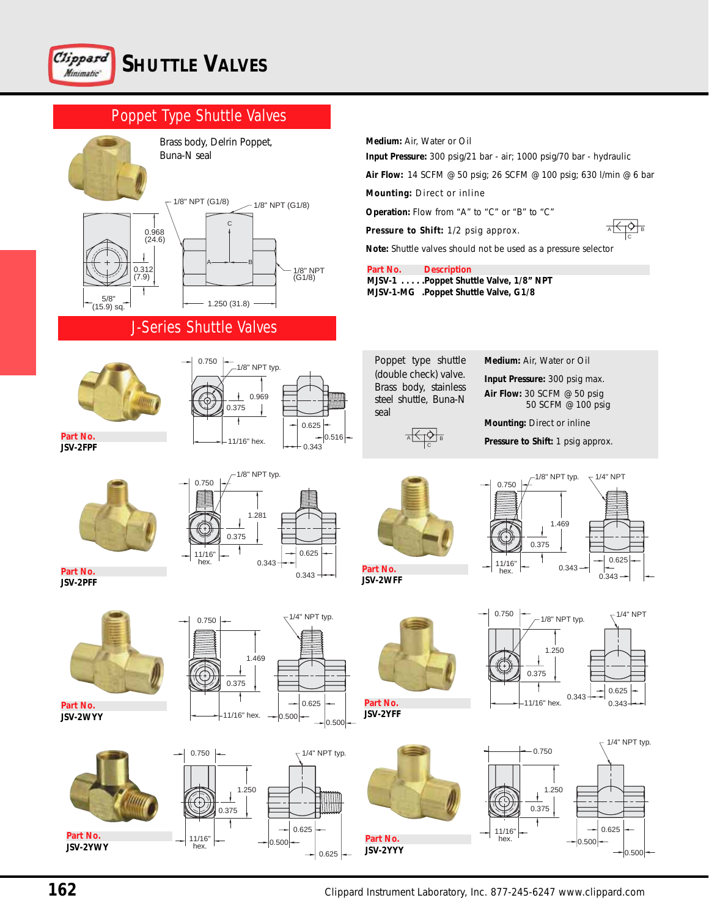# SHUTTLE VALVES

## Poppet Type Shuttle Valves

Brass body, Delrin Poppet, Buna-N seal

1/8" NPT (G1/8)
1/8" NPT (G1/8)
0.968 (24.6)
0.312 (7.9)
5/8" (15.9) sq.
1/8" NPT (G1/8)
1.250 (31.8)

**Medium:** Air, Water or Oil

**Input Pressure:** 300 psig/21 bar - air; 1000 psig/70 bar - hydraulic

**Air Flow:** 14 SCFM @ 50 psig; 26 SCFM @ 100 psig; 630 l/min @ 6 bar

**Mounting:** Direct or inline

**Operation:** Flow from "A" to "C" or "B" to "C"

**Pressure to Shift:** 1/2 psig approx.

**Note:** Shuttle valves should not be used as a pressure selector

| Part No. | Description |
|---|---|
| MJSV-1 | Poppet Shuttle Valve, 1/8" NPT |
| MJSV-1-MG | Poppet Shuttle Valve, G1/8 |

## J-Series Shuttle Valves

Poppet type shuttle (double check) valve. Brass body, stainless steel shuttle, Buna-N seal

**Medium:** Air, Water or Oil

**Input Pressure:** 300 psig max.

**Air Flow:** 30 SCFM @ 50 psig
50 SCFM @ 100 psig

**Mounting:** Direct or inline

**Pressure to Shift:** 1 psig approx.

**Part No.**
**JSV-2FPF**

0.750, 1/8" NPT typ., 0.969, 0.375, 11/16" hex., 0.625, 0.516, 0.343

**Part No.**
**JSV-2PFF**

0.750, 1/8" NPT typ., 1.281, 0.375, 11/16" hex., 0.343, 0.625, 0.343

**Part No.**
**JSV-2WFF**

0.750, 1/8" NPT typ., 1/4" NPT, 1.469, 0.375, 11/16" hex., 0.343, 0.625, 0.343

**Part No.**
**JSV-2WYY**

0.750, 1/4" NPT typ., 1.469, 0.375, 11/16" hex., 0.625, 0.500, 0.500

**Part No.**
**JSV-2YFF**

0.750, 1/8" NPT typ., 1/4" NPT, 1.250, 0.375, 11/16" hex., 0.343, 0.625, 0.343

**Part No.**
**JSV-2YWY**

0.750, 1/4" NPT typ., 1.250, 0.375, 11/16" hex., 0.625, 0.500, 0.625

**Part No.**
**JSV-2YYY**

0.750, 1/4" NPT typ., 1.250, 0.375, 11/16" hex., 0.625, 0.500, 0.500

Clippard Instrument Laboratory, Inc. 877-245-6247 www.clippard.com